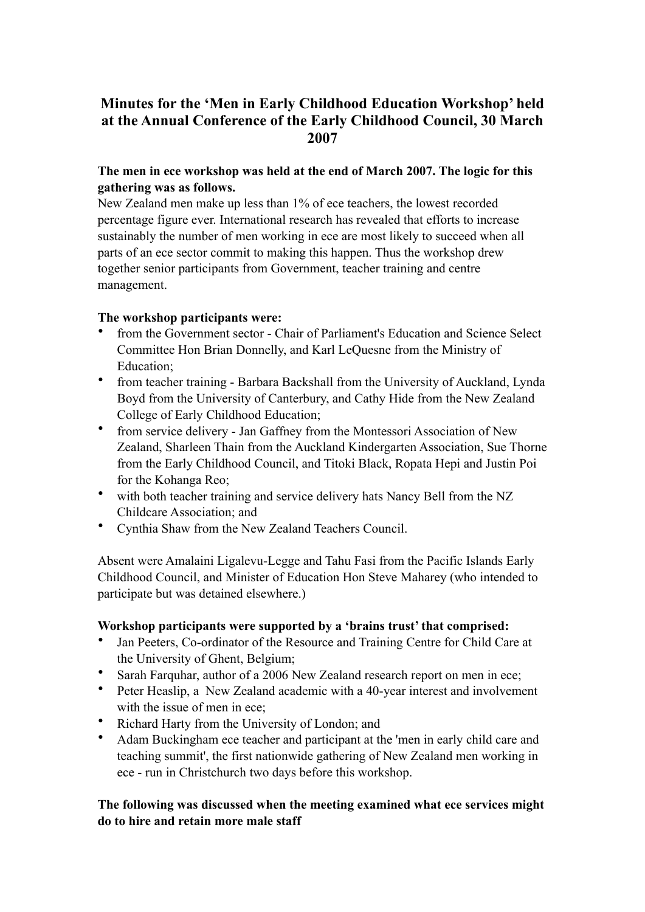# Minutes for the 'Men in Early Childhood Education Workshop' held at the Annual Conference of the Early Childhood Council, 30 March 2007

**The men in ece workshop was held at the end of March 2007. The logic for this gathering was as follows.**

New Zealand men make up less than 1% of ece teachers, the lowest recorded percentage figure ever. International research has revealed that efforts to increase sustainably the number of men working in ece are most likely to succeed when all parts of an ece sector commit to making this happen. Thus the workshop drew together senior participants from Government, teacher training and centre management.

**The workshop participants were:**

- from the Government sector - Chair of Parliament's Education and Science Select Committee Hon Brian Donnelly, and Karl LeQuesne from the Ministry of Education;
- from teacher training - Barbara Backshall from the University of Auckland, Lynda Boyd from the University of Canterbury, and Cathy Hide from the New Zealand College of Early Childhood Education;
- from service delivery - Jan Gaffney from the Montessori Association of New Zealand, Sharleen Thain from the Auckland Kindergarten Association, Sue Thorne from the Early Childhood Council, and Titoki Black, Ropata Hepi and Justin Poi for the Kohanga Reo;
- with both teacher training and service delivery hats Nancy Bell from the NZ Childcare Association; and
- Cynthia Shaw from the New Zealand Teachers Council.

Absent were Amalaini Ligalevu-Legge and Tahu Fasi from the Pacific Islands Early Childhood Council, and Minister of Education Hon Steve Maharey (who intended to participate but was detained elsewhere.)

**Workshop participants were supported by a 'brains trust' that comprised:**

- Jan Peeters, Co-ordinator of the Resource and Training Centre for Child Care at the University of Ghent, Belgium;
- Sarah Farquhar, author of a 2006 New Zealand research report on men in ece;
- Peter Heaslip, a New Zealand academic with a 40-year interest and involvement with the issue of men in ece;
- Richard Harty from the University of London; and
- Adam Buckingham ece teacher and participant at the 'men in early child care and teaching summit', the first nationwide gathering of New Zealand men working in ece - run in Christchurch two days before this workshop.

**The following was discussed when the meeting examined what ece services might do to hire and retain more male staff**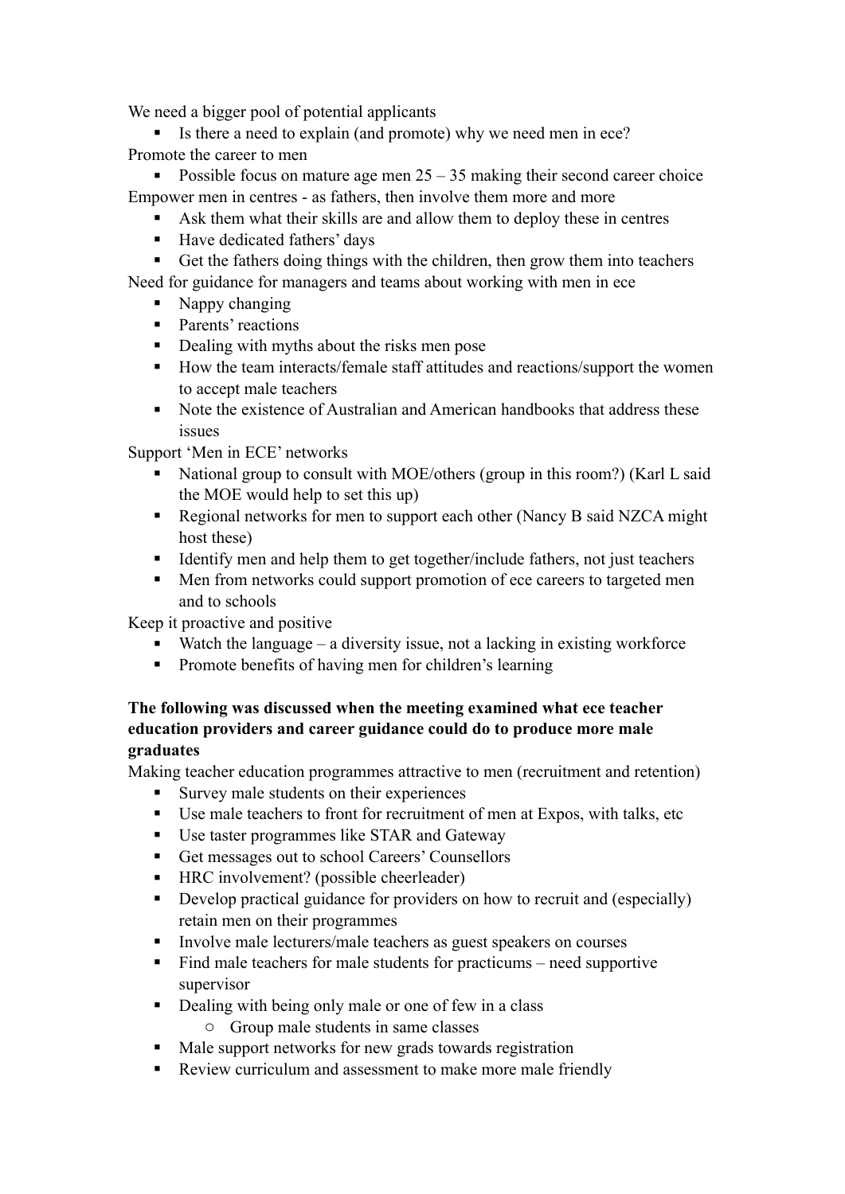We need a bigger pool of potential applicants

- Is there a need to explain (and promote) why we need men in ece?

Promote the career to men

- Possible focus on mature age men 25 – 35 making their second career choice

Empower men in centres - as fathers, then involve them more and more

- Ask them what their skills are and allow them to deploy these in centres
- Have dedicated fathers' days
- Get the fathers doing things with the children, then grow them into teachers

Need for guidance for managers and teams about working with men in ece

- Nappy changing
- Parents' reactions
- Dealing with myths about the risks men pose
- How the team interacts/female staff attitudes and reactions/support the women to accept male teachers
- Note the existence of Australian and American handbooks that address these issues

Support 'Men in ECE' networks

- National group to consult with MOE/others (group in this room?) (Karl L said the MOE would help to set this up)
- Regional networks for men to support each other (Nancy B said NZCA might host these)
- Identify men and help them to get together/include fathers, not just teachers
- Men from networks could support promotion of ece careers to targeted men and to schools

Keep it proactive and positive

- Watch the language – a diversity issue, not a lacking in existing workforce
- Promote benefits of having men for children's learning

**The following was discussed when the meeting examined what ece teacher education providers and career guidance could do to produce more male graduates**

Making teacher education programmes attractive to men (recruitment and retention)

- Survey male students on their experiences
- Use male teachers to front for recruitment of men at Expos, with talks, etc
- Use taster programmes like STAR and Gateway
- Get messages out to school Careers' Counsellors
- HRC involvement? (possible cheerleader)
- Develop practical guidance for providers on how to recruit and (especially) retain men on their programmes
- Involve male lecturers/male teachers as guest speakers on courses
- Find male teachers for male students for practicums – need supportive supervisor
- Dealing with being only male or one of few in a class
  - Group male students in same classes
- Male support networks for new grads towards registration
- Review curriculum and assessment to make more male friendly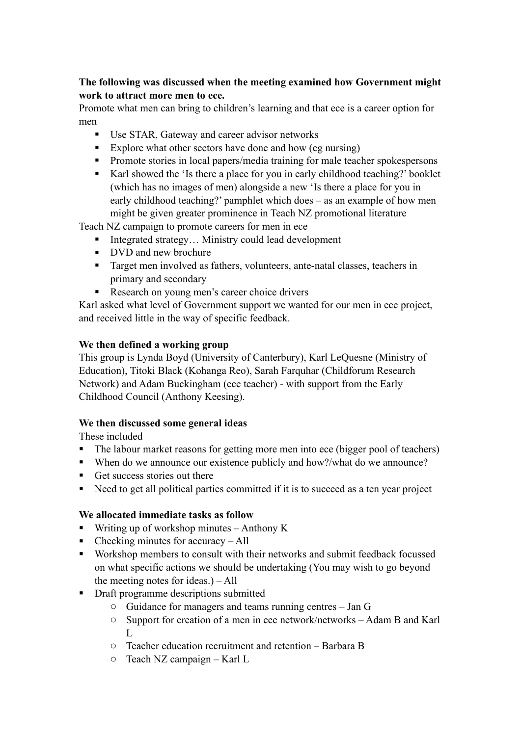**The following was discussed when the meeting examined how Government might work to attract more men to ece.**

Promote what men can bring to children's learning and that ece is a career option for men

- Use STAR, Gateway and career advisor networks
- Explore what other sectors have done and how (eg nursing)
- Promote stories in local papers/media training for male teacher spokespersons
- Karl showed the 'Is there a place for you in early childhood teaching?' booklet (which has no images of men) alongside a new 'Is there a place for you in early childhood teaching?' pamphlet which does – as an example of how men might be given greater prominence in Teach NZ promotional literature

Teach NZ campaign to promote careers for men in ece

- Integrated strategy… Ministry could lead development
- DVD and new brochure
- Target men involved as fathers, volunteers, ante-natal classes, teachers in primary and secondary
- Research on young men's career choice drivers

Karl asked what level of Government support we wanted for our men in ece project, and received little in the way of specific feedback.

**We then defined a working group**

This group is Lynda Boyd (University of Canterbury), Karl LeQuesne (Ministry of Education), Titoki Black (Kohanga Reo), Sarah Farquhar (Childforum Research Network) and Adam Buckingham (ece teacher) - with support from the Early Childhood Council (Anthony Keesing).

**We then discussed some general ideas**

These included

- The labour market reasons for getting more men into ece (bigger pool of teachers)
- When do we announce our existence publicly and how?/what do we announce?
- Get success stories out there
- Need to get all political parties committed if it is to succeed as a ten year project

**We allocated immediate tasks as follow**

- Writing up of workshop minutes – Anthony K
- Checking minutes for accuracy – All
- Workshop members to consult with their networks and submit feedback focussed on what specific actions we should be undertaking (You may wish to go beyond the meeting notes for ideas.) – All
- Draft programme descriptions submitted
  - Guidance for managers and teams running centres – Jan G
  - Support for creation of a men in ece network/networks – Adam B and Karl L
  - Teacher education recruitment and retention – Barbara B
  - Teach NZ campaign – Karl L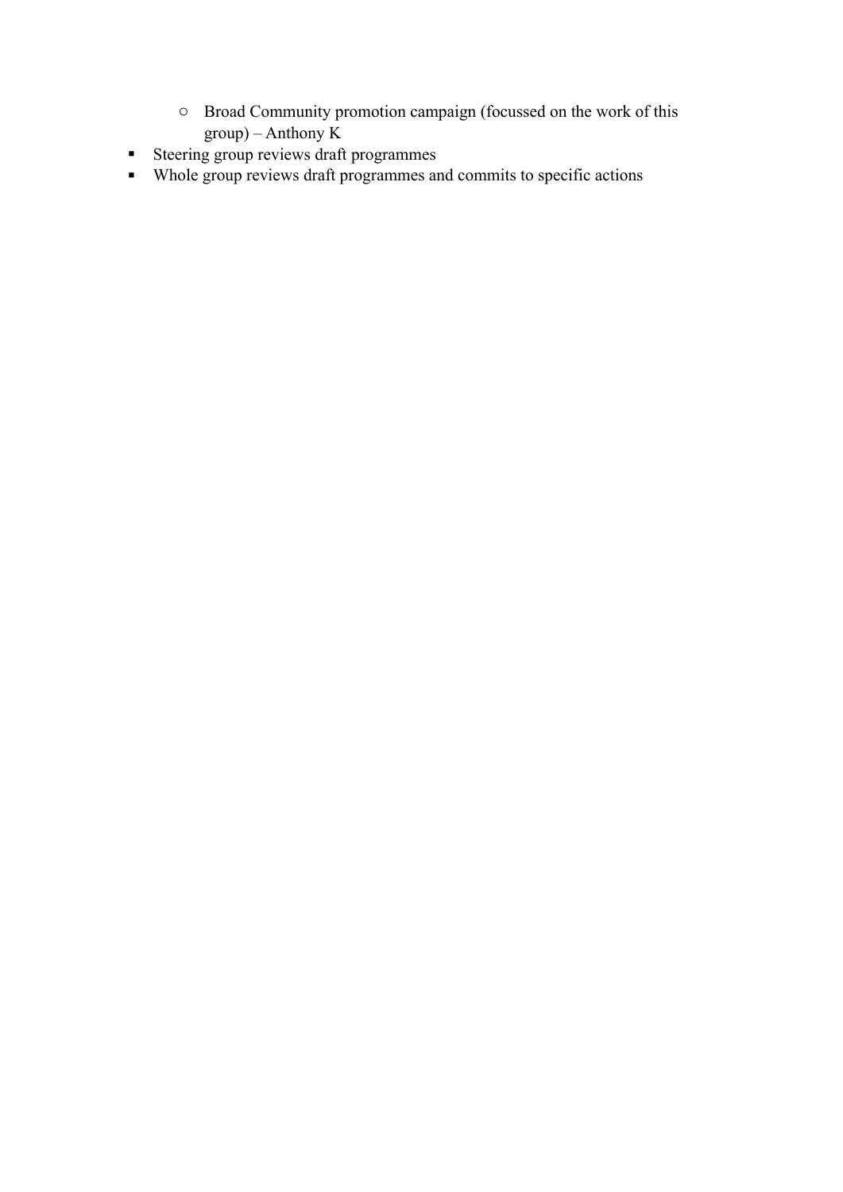- Broad Community promotion campaign (focussed on the work of this group) – Anthony K
- Steering group reviews draft programmes
- Whole group reviews draft programmes and commits to specific actions